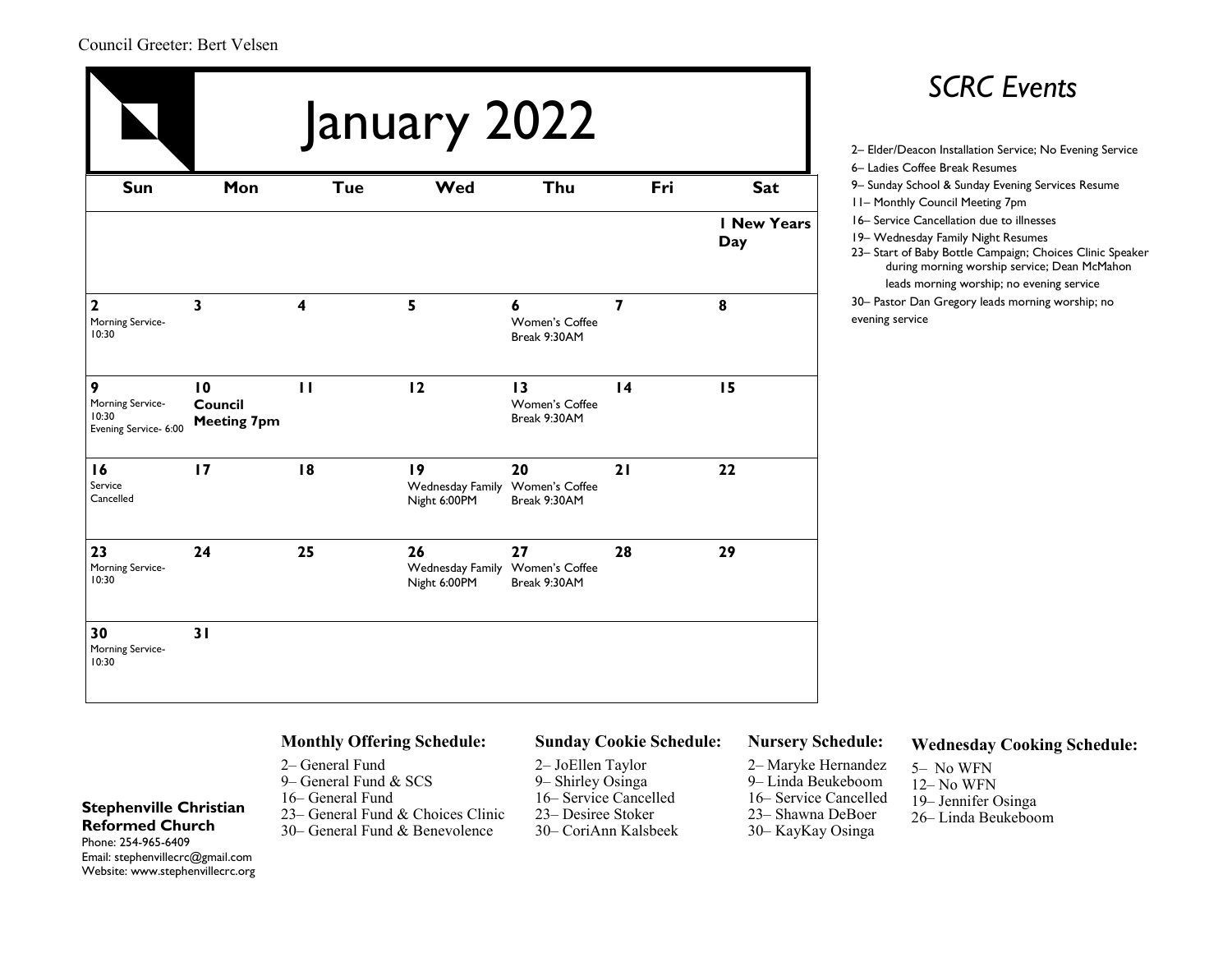Council Greeter: Bert Velsen

# January 2022

| Sun | Mon | Tue | Wed | Thu | Fri | Sat |
|---|---|---|---|---|---|---|
| | | | | | | **1 New Years Day** |
| **2** Morning Service-10:30 | **3** | **4** | **5** | **6** Women's Coffee Break 9:30AM | **7** | **8** |
| **9** Morning Service-10:30 Evening Service- 6:00 | **10 Council Meeting 7pm** | **11** | **12** | **13** Women's Coffee Break 9:30AM | **14** | **15** |
| **16** Service Cancelled | **17** | **18** | **19** Wednesday Family Night 6:00PM | **20** Women's Coffee Break 9:30AM | **21** | **22** |
| **23** Morning Service-10:30 | **24** | **25** | **26** Wednesday Family Night 6:00PM | **27** Women's Coffee Break 9:30AM | **28** | **29** |
| **30** Morning Service-10:30 | **31** | | | | | |

## *SCRC Events*

2– Elder/Deacon Installation Service; No Evening Service
6– Ladies Coffee Break Resumes
9– Sunday School & Sunday Evening Services Resume
11– Monthly Council Meeting 7pm
16– Service Cancellation due to illnesses
19– Wednesday Family Night Resumes
23– Start of Baby Bottle Campaign; Choices Clinic Speaker during morning worship service; Dean McMahon leads morning worship; no evening service
30– Pastor Dan Gregory leads morning worship; no evening service

**Stephenville Christian Reformed Church**
Phone: 254-965-6409
Email: stephenvillecrc@gmail.com
Website: www.stephenvillecrc.org

### Monthly Offering Schedule:

2– General Fund
9– General Fund & SCS
16– General Fund
23– General Fund & Choices Clinic
30– General Fund & Benevolence

### Sunday Cookie Schedule:

2– JoEllen Taylor
9– Shirley Osinga
16– Service Cancelled
23– Desiree Stoker
30– CoriAnn Kalsbeek

### Nursery Schedule:

2– Maryke Hernandez
9– Linda Beukeboom
16– Service Cancelled
23– Shawna DeBoer
30– KayKay Osinga

### Wednesday Cooking Schedule:

5– No WFN
12– No WFN
19– Jennifer Osinga
26– Linda Beukeboom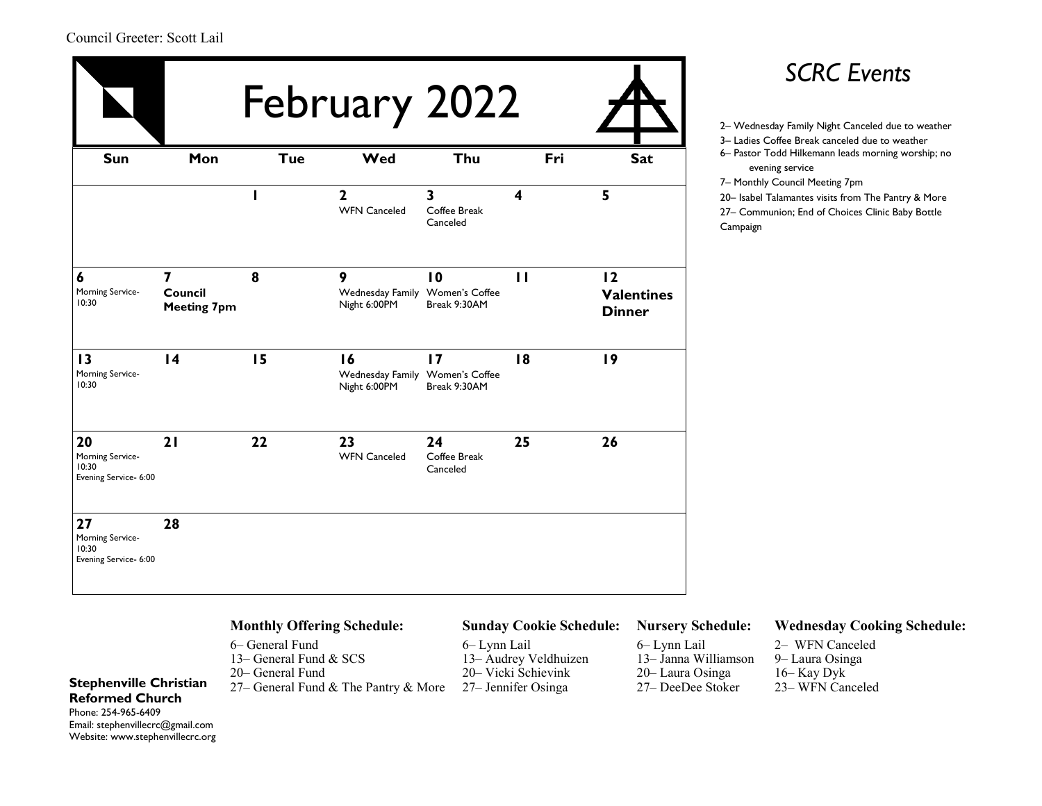Council Greeter: Scott Lail

# February 2022

| Sun | Mon | Tue | Wed | Thu | Fri | Sat |
|---|---|---|---|---|---|---|
| | | **1** | **2** WFN Canceled | **3** Coffee Break Canceled | **4** | **5** |
| **6** Morning Service- 10:30 | **7** **Council Meeting 7pm** | **8** | **9** Wednesday Family Night 6:00PM | **10** Women's Coffee Break 9:30AM | **11** | **12** **Valentines Dinner** |
| **13** Morning Service- 10:30 | **14** | **15** | **16** Wednesday Family Night 6:00PM | **17** Women's Coffee Break 9:30AM | **18** | **19** |
| **20** Morning Service- 10:30 Evening Service- 6:00 | **21** | **22** | **23** WFN Canceled | **24** Coffee Break Canceled | **25** | **26** |
| **27** Morning Service- 10:30 Evening Service- 6:00 | **28** | | | | | |

## *SCRC Events*

2– Wednesday Family Night Canceled due to weather
3– Ladies Coffee Break canceled due to weather
6– Pastor Todd Hilkemann leads morning worship; no evening service
7– Monthly Council Meeting 7pm
20– Isabel Talamantes visits from The Pantry & More
27– Communion; End of Choices Clinic Baby Bottle Campaign

**Stephenville Christian Reformed Church**
Phone: 254-965-6409
Email: stephenvillecrc@gmail.com
Website: www.stephenvillecrc.org

### Monthly Offering Schedule:

6– General Fund
13– General Fund & SCS
20– General Fund
27– General Fund & The Pantry & More

### Sunday Cookie Schedule:

6– Lynn Lail
13– Audrey Veldhuizen
20– Vicki Schievink
27– Jennifer Osinga

### Nursery Schedule:

6– Lynn Lail
13– Janna Williamson
20– Laura Osinga
27– DeeDee Stoker

### Wednesday Cooking Schedule:

2– WFN Canceled
9– Laura Osinga
16– Kay Dyk
23– WFN Canceled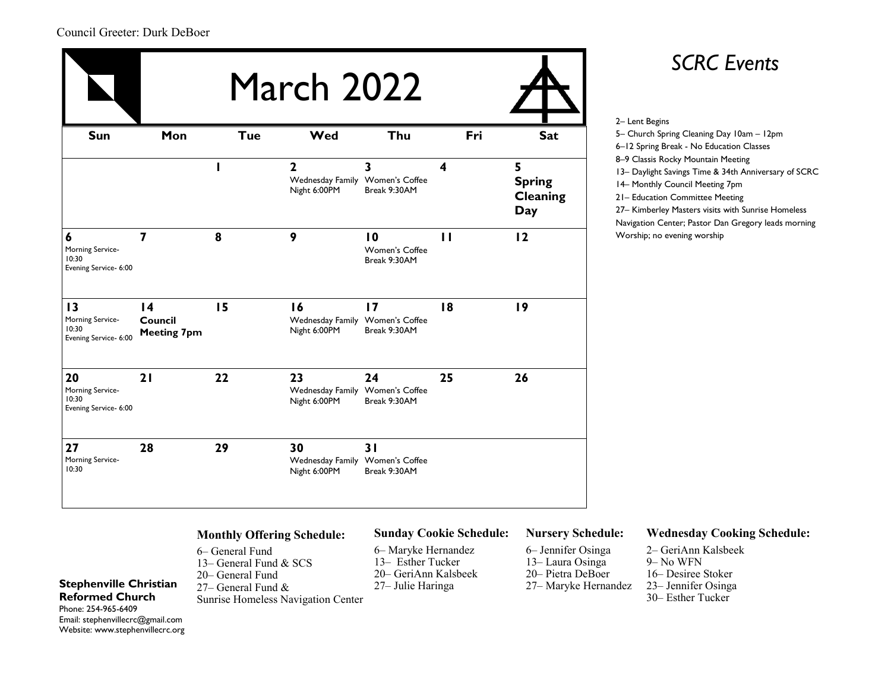Council Greeter: Durk DeBoer

# March 2022

| Sun | Mon | Tue | Wed | Thu | Fri | Sat |
|---|---|---|---|---|---|---|
| | | **1** | **2** Wednesday Family Night 6:00PM | **3** Women's Coffee Break 9:30AM | **4** | **5 Spring Cleaning Day** |
| **6** Morning Service- 10:30 Evening Service- 6:00 | **7** | **8** | **9** | **10** Women's Coffee Break 9:30AM | **11** | **12** |
| **13** Morning Service- 10:30 Evening Service- 6:00 | **14 Council Meeting 7pm** | **15** | **16** Wednesday Family Night 6:00PM | **17** Women's Coffee Break 9:30AM | **18** | **19** |
| **20** Morning Service- 10:30 Evening Service- 6:00 | **21** | **22** | **23** Wednesday Family Night 6:00PM | **24** Women's Coffee Break 9:30AM | **25** | **26** |
| **27** Morning Service- 10:30 | **28** | **29** | **30** Wednesday Family Night 6:00PM | **31** Women's Coffee Break 9:30AM | | |

## *SCRC Events*

2– Lent Begins
5– Church Spring Cleaning Day 10am – 12pm
6–12 Spring Break - No Education Classes
8–9 Classis Rocky Mountain Meeting
13– Daylight Savings Time & 34th Anniversary of SCRC
14– Monthly Council Meeting 7pm
21– Education Committee Meeting
27– Kimberley Masters visits with Sunrise Homeless Navigation Center; Pastor Dan Gregory leads morning Worship; no evening worship

### Monthly Offering Schedule:

6– General Fund
13– General Fund & SCS
20– General Fund
27– General Fund &
Sunrise Homeless Navigation Center

### Sunday Cookie Schedule:

6– Maryke Hernandez
13– Esther Tucker
20– GeriAnn Kalsbeek
27– Julie Haringa

### Nursery Schedule:

6– Jennifer Osinga
13– Laura Osinga
20– Pietra DeBoer
27– Maryke Hernandez

### Wednesday Cooking Schedule:

2– GeriAnn Kalsbeek
9– No WFN
16– Desiree Stoker
23– Jennifer Osinga
30– Esther Tucker

**Stephenville Christian Reformed Church**
Phone: 254-965-6409
Email: stephenvillecrc@gmail.com
Website: www.stephenvillecrc.org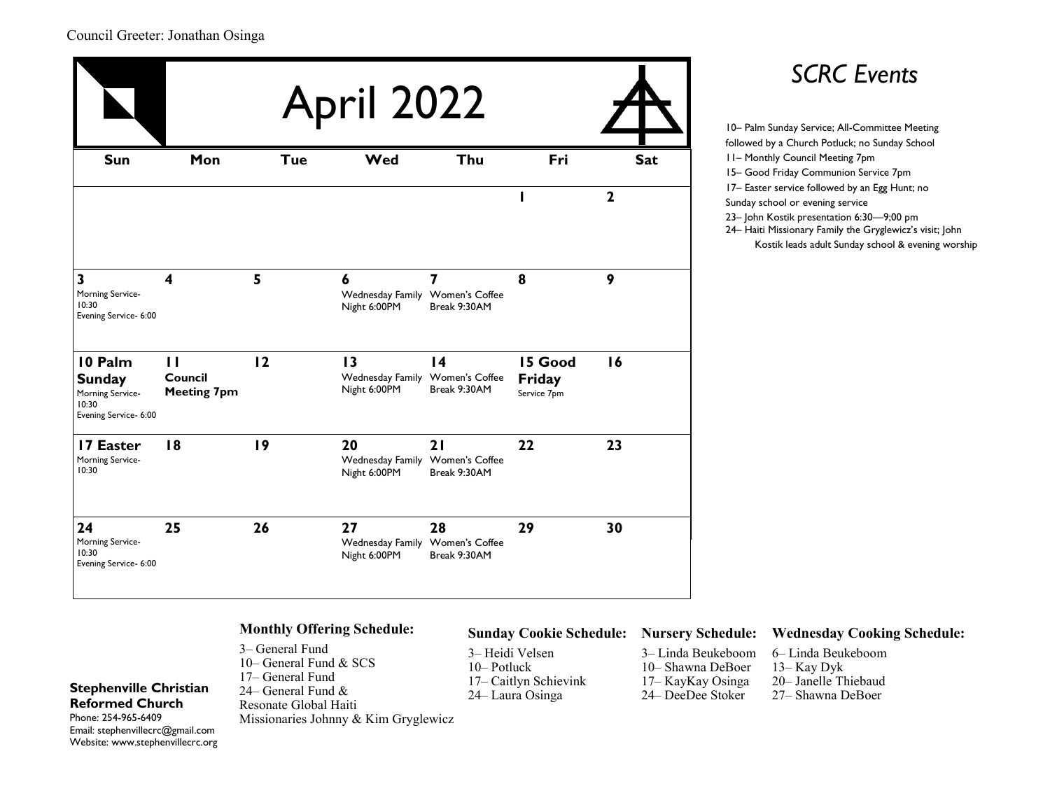Council Greeter: Jonathan Osinga

# April 2022

| Sun | Mon | Tue | Wed | Thu | Fri | Sat |
|---|---|---|---|---|---|---|
| | | | | | **1** | **2** |
| **3** Morning Service- 10:30 Evening Service- 6:00 | **4** | **5** | **6** Wednesday Family Night 6:00PM | **7** Women's Coffee Break 9:30AM | **8** | **9** |
| **10 Palm Sunday** Morning Service- 10:30 Evening Service- 6:00 | **11 Council Meeting 7pm** | **12** | **13** Wednesday Family Night 6:00PM | **14** Women's Coffee Break 9:30AM | **15 Good Friday** Service 7pm | **16** |
| **17 Easter** Morning Service- 10:30 | **18** | **19** | **20** Wednesday Family Night 6:00PM | **21** Women's Coffee Break 9:30AM | **22** | **23** |
| **24** Morning Service- 10:30 Evening Service- 6:00 | **25** | **26** | **27** Wednesday Family Night 6:00PM | **28** Women's Coffee Break 9:30AM | **29** | **30** |

## *SCRC Events*

10– Palm Sunday Service; All-Committee Meeting followed by a Church Potluck; no Sunday School
11– Monthly Council Meeting 7pm
15– Good Friday Communion Service 7pm
17– Easter service followed by an Egg Hunt; no Sunday school or evening service
23– John Kostik presentation 6:30—9;00 pm
24– Haiti Missionary Family the Gryglewicz's visit; John Kostik leads adult Sunday school & evening worship

**Stephenville Christian Reformed Church**
Phone: 254-965-6409
Email: stephenvillecrc@gmail.com
Website: www.stephenvillecrc.org

### Monthly Offering Schedule:

3– General Fund
10– General Fund & SCS
17– General Fund
24– General Fund & Resonate Global Haiti Missionaries Johnny & Kim Gryglewicz

### Sunday Cookie Schedule:

3– Heidi Velsen
10– Potluck
17– Caitlyn Schievink
24– Laura Osinga

### Nursery Schedule:

3– Linda Beukeboom
10– Shawna DeBoer
17– KayKay Osinga
24– DeeDee Stoker

### Wednesday Cooking Schedule:

6– Linda Beukeboom
13– Kay Dyk
20– Janelle Thiebaud
27– Shawna DeBoer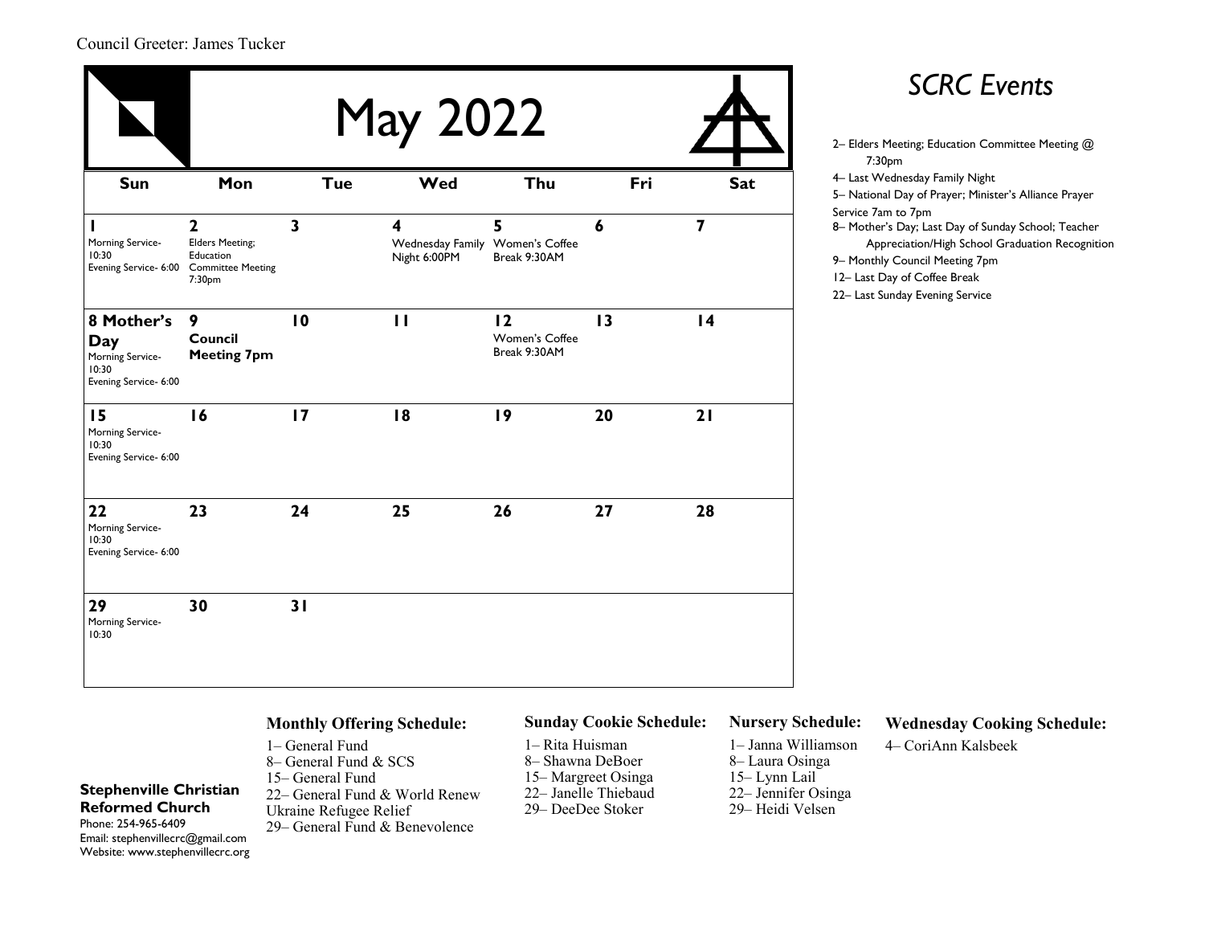Council Greeter: James Tucker

# May 2022

| Sun | Mon | Tue | Wed | Thu | Fri | Sat |
|---|---|---|---|---|---|---|
| **1** Morning Service- 10:30 Evening Service- 6:00 | **2** Elders Meeting; Education Committee Meeting 7:30pm | **3** | **4** Wednesday Family Night 6:00PM | **5** Women's Coffee Break 9:30AM | **6** | **7** |
| **8 Mother's Day** Morning Service- 10:30 Evening Service- 6:00 | **9 Council Meeting 7pm** | **10** | **11** | **12** Women's Coffee Break 9:30AM | **13** | **14** |
| **15** Morning Service- 10:30 Evening Service- 6:00 | **16** | **17** | **18** | **19** | **20** | **21** |
| **22** Morning Service- 10:30 Evening Service- 6:00 | **23** | **24** | **25** | **26** | **27** | **28** |
| **29** Morning Service- 10:30 | **30** | **31** | | | | |

## *SCRC Events*

2– Elders Meeting; Education Committee Meeting @ 7:30pm
4– Last Wednesday Family Night
5– National Day of Prayer; Minister's Alliance Prayer Service 7am to 7pm
8– Mother's Day; Last Day of Sunday School; Teacher Appreciation/High School Graduation Recognition
9– Monthly Council Meeting 7pm
12– Last Day of Coffee Break
22– Last Sunday Evening Service

**Stephenville Christian Reformed Church**
Phone: 254-965-6409
Email: stephenvillecrc@gmail.com
Website: www.stephenvillecrc.org

### Monthly Offering Schedule:

1– General Fund
8– General Fund & SCS
15– General Fund
22– General Fund & World Renew Ukraine Refugee Relief
29– General Fund & Benevolence

### Sunday Cookie Schedule:

1– Rita Huisman
8– Shawna DeBoer
15– Margreet Osinga
22– Janelle Thiebaud
29– DeeDee Stoker

### Nursery Schedule:

1– Janna Williamson
8– Laura Osinga
15– Lynn Lail
22– Jennifer Osinga
29– Heidi Velsen

### Wednesday Cooking Schedule:

4– CoriAnn Kalsbeek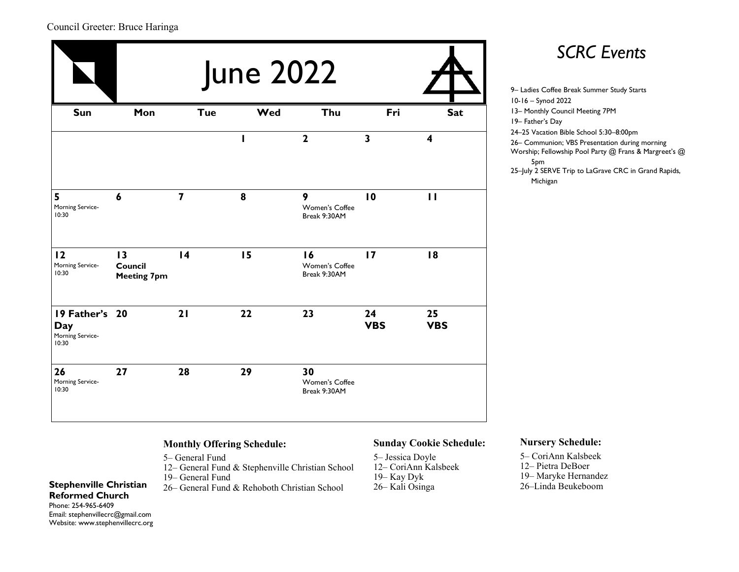Council Greeter: Bruce Haringa

# June 2022

| Sun | Mon | Tue | Wed | Thu | Fri | Sat |
|---|---|---|---|---|---|---|
| | | | **1** | **2** | **3** | **4** |
| **5** Morning Service-10:30 | **6** | **7** | **8** | **9** Women's Coffee Break 9:30AM | **10** | **11** |
| **12** Morning Service-10:30 | **13** **Council Meeting 7pm** | **14** | **15** | **16** Women's Coffee Break 9:30AM | **17** | **18** |
| **19 Father's Day** Morning Service-10:30 | **20** | **21** | **22** | **23** | **24** **VBS** | **25** **VBS** |
| **26** Morning Service-10:30 | **27** | **28** | **29** | **30** Women's Coffee Break 9:30AM | | |

## *SCRC Events*

9– Ladies Coffee Break Summer Study Starts
10-16 – Synod 2022
13– Monthly Council Meeting 7PM
19– Father's Day
24–25 Vacation Bible School 5:30–8:00pm
26– Communion; VBS Presentation during morning Worship; Fellowship Pool Party @ Frans & Margreet's @ 5pm
25–July 2 SERVE Trip to LaGrave CRC in Grand Rapids, Michigan

### Monthly Offering Schedule:

5– General Fund
12– General Fund & Stephenville Christian School
19– General Fund
26– General Fund & Rehoboth Christian School

### Sunday Cookie Schedule:

5– Jessica Doyle
12– CoriAnn Kalsbeek
19– Kay Dyk
26– Kali Osinga

### Nursery Schedule:

5– CoriAnn Kalsbeek
12– Pietra DeBoer
19– Maryke Hernandez
26–Linda Beukeboom

**Stephenville Christian Reformed Church**
Phone: 254-965-6409
Email: stephenvillecrc@gmail.com
Website: www.stephenvillecrc.org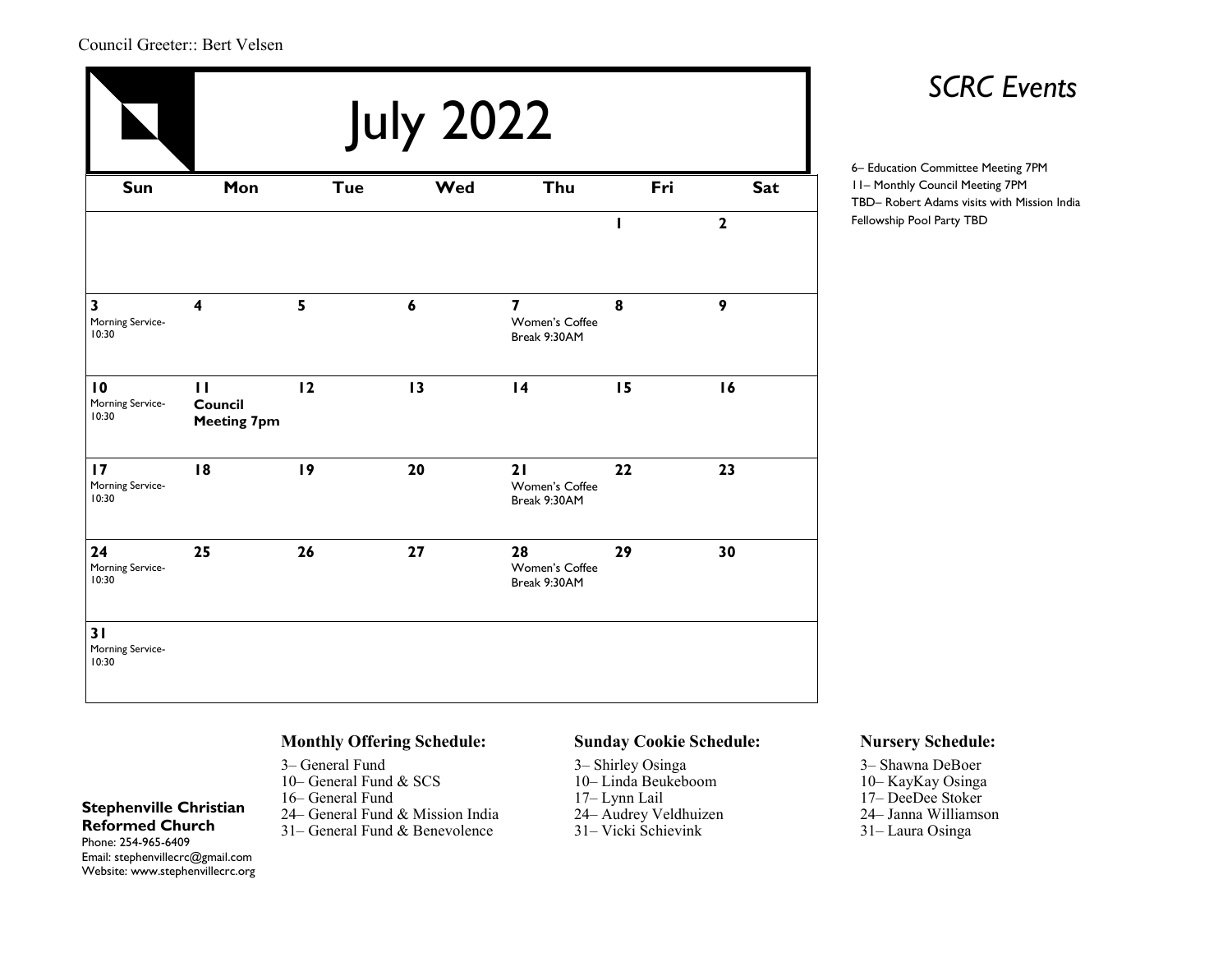Council Greeter:: Bert Velsen

# July 2022

| Sun | Mon | Tue | Wed | Thu | Fri | Sat |
|---|---|---|---|---|---|---|
| | | | | | **1** | **2** |
| **3** Morning Service- 10:30 | **4** | **5** | **6** | **7** Women's Coffee Break 9:30AM | **8** | **9** |
| **10** Morning Service- 10:30 | **11** **Council Meeting 7pm** | **12** | **13** | **14** | **15** | **16** |
| **17** Morning Service- 10:30 | **18** | **19** | **20** | **21** Women's Coffee Break 9:30AM | **22** | **23** |
| **24** Morning Service- 10:30 | **25** | **26** | **27** | **28** Women's Coffee Break 9:30AM | **29** | **30** |
| **31** Morning Service- 10:30 | | | | | | |

## *SCRC Events*

6– Education Committee Meeting 7PM
11– Monthly Council Meeting 7PM
TBD– Robert Adams visits with Mission India
Fellowship Pool Party TBD

**Stephenville Christian Reformed Church**
Phone: 254-965-6409
Email: stephenvillecrc@gmail.com
Website: www.stephenvillecrc.org

### Monthly Offering Schedule:

3– General Fund
10– General Fund & SCS
16– General Fund
24– General Fund & Mission India
31– General Fund & Benevolence

### Sunday Cookie Schedule:

3– Shirley Osinga
10– Linda Beukeboom
17– Lynn Lail
24– Audrey Veldhuizen
31– Vicki Schievink

### Nursery Schedule:

3– Shawna DeBoer
10– KayKay Osinga
17– DeeDee Stoker
24– Janna Williamson
31– Laura Osinga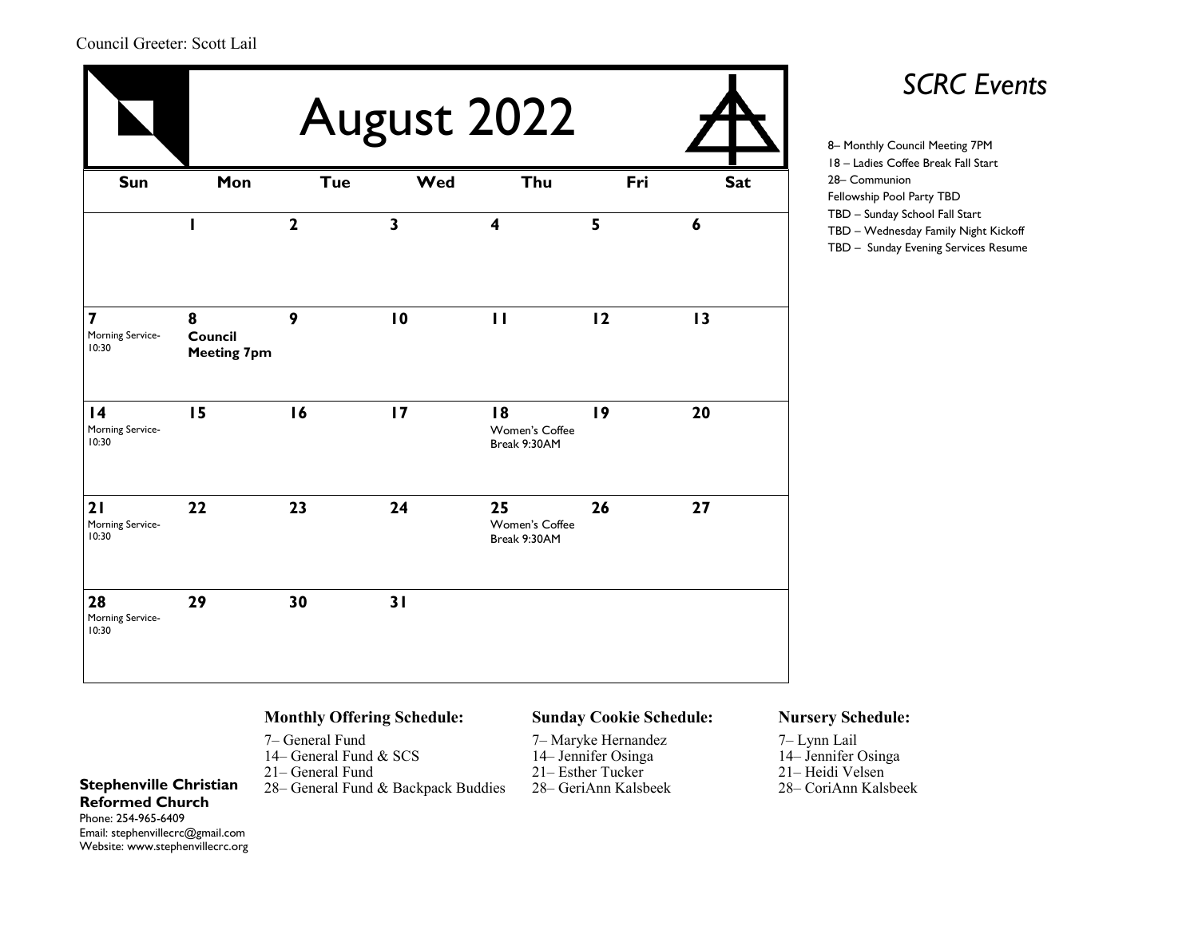Council Greeter: Scott Lail

# August 2022

| Sun | Mon | Tue | Wed | Thu | Fri | Sat |
|---|---|---|---|---|---|---|
| | **1** | **2** | **3** | **4** | **5** | **6** |
| **7** Morning Service-10:30 | **8** **Council Meeting 7pm** | **9** | **10** | **11** | **12** | **13** |
| **14** Morning Service-10:30 | **15** | **16** | **17** | **18** Women's Coffee Break 9:30AM | **19** | **20** |
| **21** Morning Service-10:30 | **22** | **23** | **24** | **25** Women's Coffee Break 9:30AM | **26** | **27** |
| **28** Morning Service-10:30 | **29** | **30** | **31** | | | |

## *SCRC Events*

8– Monthly Council Meeting 7PM
18 – Ladies Coffee Break Fall Start
28– Communion
Fellowship Pool Party TBD
TBD – Sunday School Fall Start
TBD – Wednesday Family Night Kickoff
TBD – Sunday Evening Services Resume

**Monthly Offering Schedule:**

7– General Fund
14– General Fund & SCS
21– General Fund
28– General Fund & Backpack Buddies

**Sunday Cookie Schedule:**

7– Maryke Hernandez
14– Jennifer Osinga
21– Esther Tucker
28– GeriAnn Kalsbeek

**Nursery Schedule:**

7– Lynn Lail
14– Jennifer Osinga
21– Heidi Velsen
28– CoriAnn Kalsbeek

**Stephenville Christian Reformed Church**
Phone: 254-965-6409
Email: stephenvillecrc@gmail.com
Website: www.stephenvillecrc.org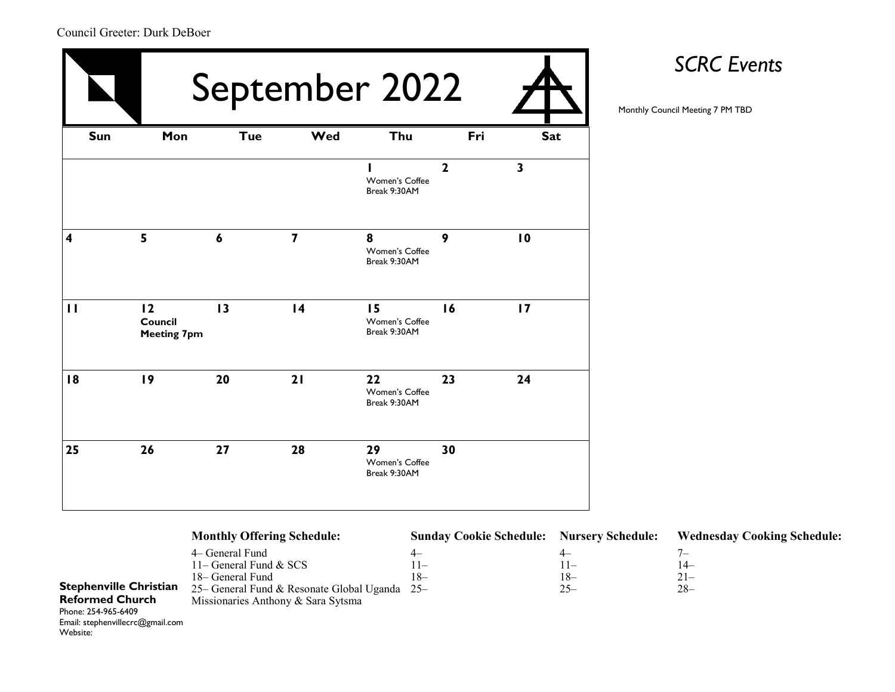Council Greeter: Durk DeBoer

# September 2022

| Sun | Mon | Tue | Wed | Thu | Fri | Sat |
| --- | --- | --- | --- | --- | --- | --- |
| | | | | **1** Women's Coffee Break 9:30AM | **2** | **3** |
| **4** | **5** | **6** | **7** | **8** Women's Coffee Break 9:30AM | **9** | **10** |
| **11** | **12** **Council Meeting 7pm** | **13** | **14** | **15** Women's Coffee Break 9:30AM | **16** | **17** |
| **18** | **19** | **20** | **21** | **22** Women's Coffee Break 9:30AM | **23** | **24** |
| **25** | **26** | **27** | **28** | **29** Women's Coffee Break 9:30AM | **30** | |

## *SCRC Events*

Monthly Council Meeting 7 PM TBD

**Monthly Offering Schedule:**

4– General Fund
11– General Fund & SCS
18– General Fund
25– General Fund & Resonate Global Uganda Missionaries Anthony & Sara Sytsma

**Sunday Cookie Schedule:**

4–
11–
18–
25–

**Nursery Schedule:**

4–
11–
18–
25–

**Wednesday Cooking Schedule:**

7–
14–
21–
28–

**Stephenville Christian Reformed Church**
Phone: 254-965-6409
Email: stephenvillecrc@gmail.com
Website: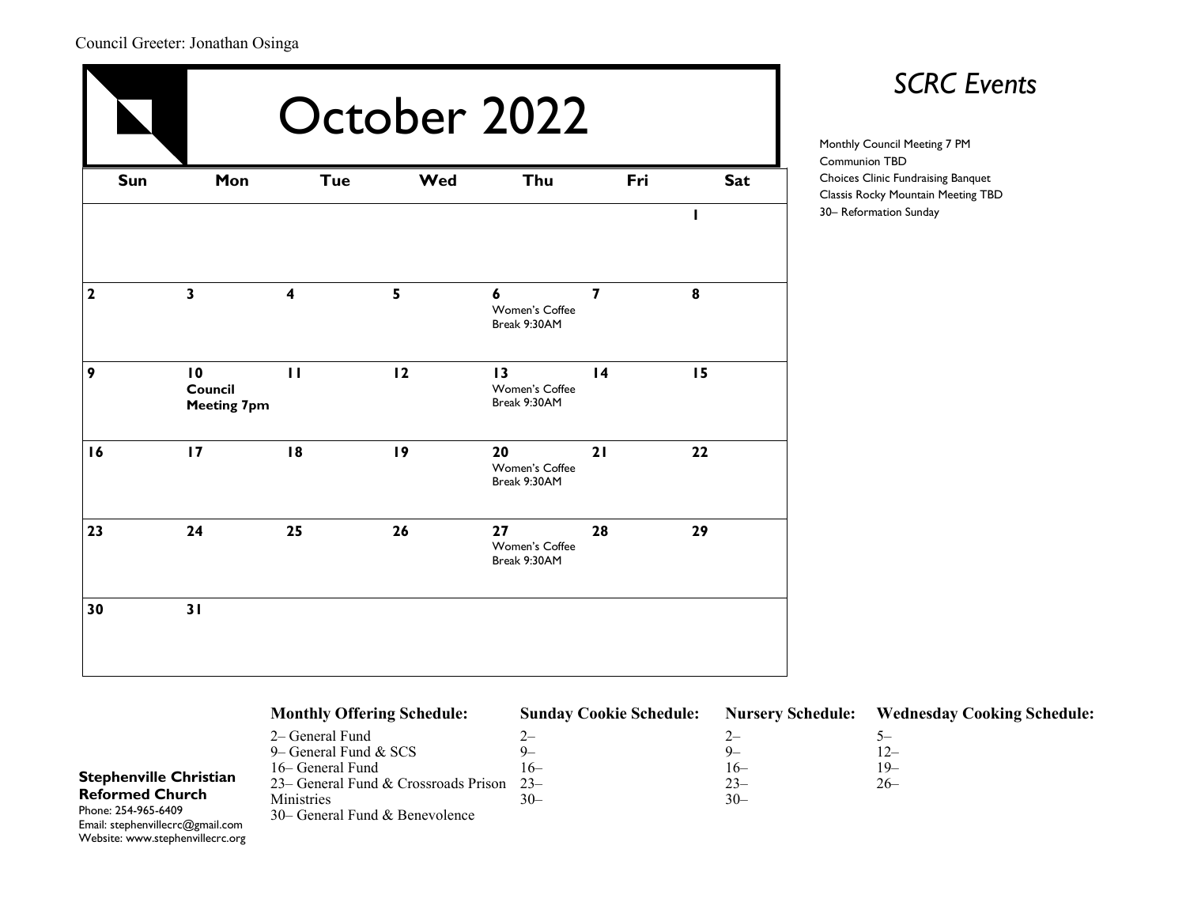Council Greeter: Jonathan Osinga

# October 2022

| Sun | Mon | Tue | Wed | Thu | Fri | Sat |
|---|---|---|---|---|---|---|
| | | | | | | 1 |
| 2 | 3 | 4 | 5 | 6 Women's Coffee Break 9:30AM | 7 | 8 |
| 9 | 10 **Council Meeting 7pm** | 11 | 12 | 13 Women's Coffee Break 9:30AM | 14 | 15 |
| 16 | 17 | 18 | 19 | 20 Women's Coffee Break 9:30AM | 21 | 22 |
| 23 | 24 | 25 | 26 | 27 Women's Coffee Break 9:30AM | 28 | 29 |
| 30 | 31 | | | | | |

## *SCRC Events*

Monthly Council Meeting 7 PM
Communion TBD
Choices Clinic Fundraising Banquet
Classis Rocky Mountain Meeting TBD
30– Reformation Sunday

**Monthly Offering Schedule:**

2– General Fund
9– General Fund & SCS
16– General Fund
23– General Fund & Crossroads Prison Ministries
30– General Fund & Benevolence

**Sunday Cookie Schedule:**

2–
9–
16–
23–
30–

**Nursery Schedule:**

2–
9–
16–
23–
30–

**Wednesday Cooking Schedule:**

5–
12–
19–
26–

**Stephenville Christian Reformed Church**
Phone: 254-965-6409
Email: stephenvillecrc@gmail.com
Website: www.stephenvillecrc.org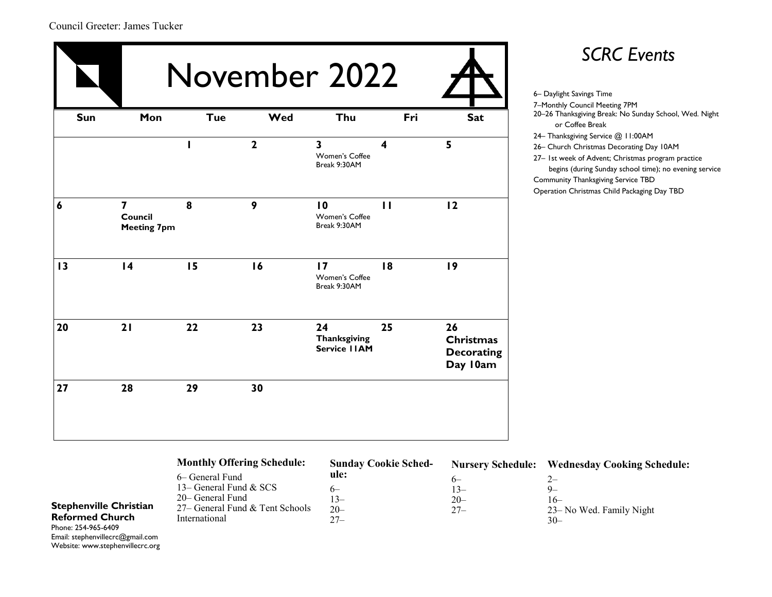Council Greeter: James Tucker

# November 2022

| Sun | Mon | Tue | Wed | Thu | Fri | Sat |
|---|---|---|---|---|---|---|
| | | 1 | 2 | 3 Women's Coffee Break 9:30AM | 4 | 5 |
| 6 | 7 **Council Meeting 7pm** | 8 | 9 | 10 Women's Coffee Break 9:30AM | 11 | 12 |
| 13 | 14 | 15 | 16 | 17 Women's Coffee Break 9:30AM | 18 | 19 |
| 20 | 21 | 22 | 23 | 24 **Thanksgiving Service 11AM** | 25 | 26 **Christmas Decorating Day 10am** |
| 27 | 28 | 29 | 30 | | | |

## *SCRC Events*

6– Daylight Savings Time
7–Monthly Council Meeting 7PM
20–26 Thanksgiving Break: No Sunday School, Wed. Night or Coffee Break
24– Thanksgiving Service @ 11:00AM
26– Church Christmas Decorating Day 10AM
27– 1st week of Advent; Christmas program practice begins (during Sunday school time); no evening service
Community Thanksgiving Service TBD
Operation Christmas Child Packaging Day TBD

**Monthly Offering Schedule:**
6– General Fund
13– General Fund & SCS
20– General Fund
27– General Fund & Tent Schools International

**Sunday Cookie Schedule:**
6–
13–
20–
27–

**Nursery Schedule:**
6–
13–
20–
27–

**Wednesday Cooking Schedule:**
2–
9–
16–
23– No Wed. Family Night
30–

**Stephenville Christian Reformed Church**
Phone: 254-965-6409
Email: stephenvillecrc@gmail.com
Website: www.stephenvillecrc.org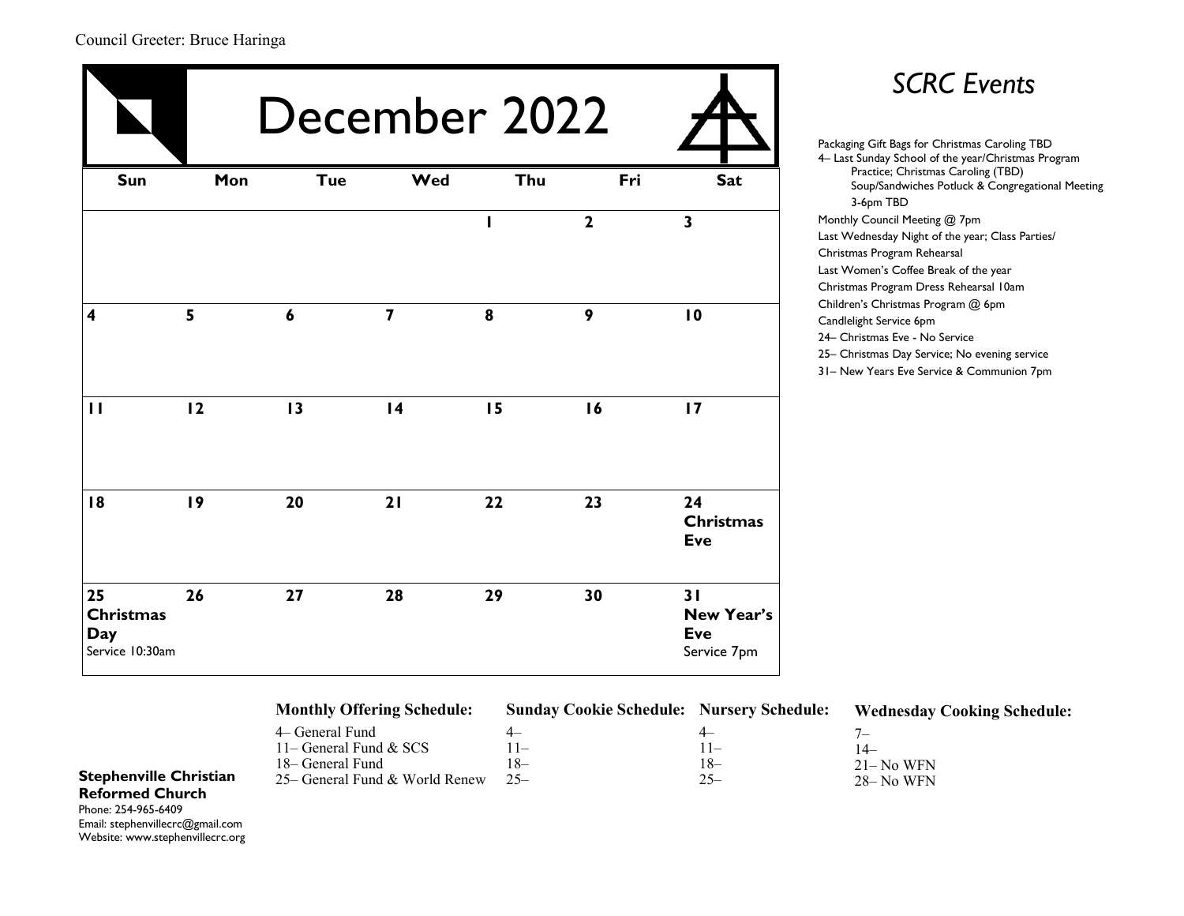Council Greeter: Bruce Haringa

# December 2022

| Sun | Mon | Tue | Wed | Thu | Fri | Sat |
|---|---|---|---|---|---|---|
| | | | | 1 | 2 | 3 |
| 4 | 5 | 6 | 7 | 8 | 9 | 10 |
| 11 | 12 | 13 | 14 | 15 | 16 | 17 |
| 18 | 19 | 20 | 21 | 22 | 23 | 24 **Christmas Eve** |
| 25 **Christmas Day** Service 10:30am | 26 | 27 | 28 | 29 | 30 | 31 **New Year's Eve** Service 7pm |

## *SCRC Events*

Packaging Gift Bags for Christmas Caroling TBD
4– Last Sunday School of the year/Christmas Program Practice; Christmas Caroling (TBD) Soup/Sandwiches Potluck & Congregational Meeting 3-6pm TBD
Monthly Council Meeting @ 7pm
Last Wednesday Night of the year; Class Parties/
Christmas Program Rehearsal
Last Women's Coffee Break of the year
Christmas Program Dress Rehearsal 10am
Children's Christmas Program @ 6pm
Candlelight Service 6pm
24– Christmas Eve - No Service
25– Christmas Day Service; No evening service
31– New Years Eve Service & Communion 7pm

| Monthly Offering Schedule: | Sunday Cookie Schedule: | Nursery Schedule: | Wednesday Cooking Schedule: |
|---|---|---|---|
| 4– General Fund | 4– | 4– | 7– |
| 11– General Fund & SCS | 11– | 11– | 14– |
| 18– General Fund | 18– | 18– | 21– No WFN |
| 25– General Fund & World Renew | 25– | 25– | 28– No WFN |

**Stephenville Christian Reformed Church**
Phone: 254-965-6409
Email: stephenvillecrc@gmail.com
Website: www.stephenvillecrc.org